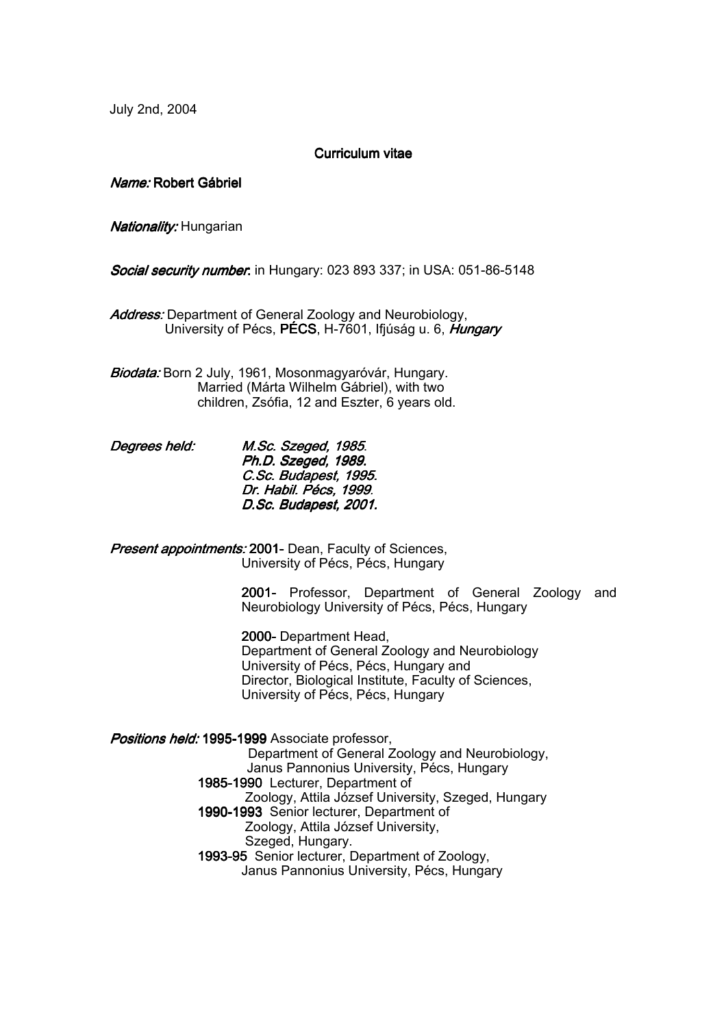July 2nd, 2004

# Curriculum vitae

***Name:*** **Robert Gábriel**

***Nationality:*** Hungarian

***Social security number*:** in Hungary: 023 893 337; in USA: 051-86-5148

***Address:*** Department of General Zoology and Neurobiology,
University of Pécs, **PÉCS**, H-7601, Ifjúság u. 6, ***Hungary***

***Biodata:*** Born 2 July, 1961, Mosonmagyaróvár, Hungary.
Married (Márta Wilhelm Gábriel), with two children, Zsófia, 12 and Eszter, 6 years old.

***Degrees held:***

*M.Sc. Szeged, 1985.*
***Ph.D. Szeged, 1989.***
***C.Sc. Budapest, 1995.***
***Dr. Habil. Pécs, 1999.***
***D.Sc. Budapest, 2001.***

***Present appointments:*** **2001-** Dean, Faculty of Sciences, University of Pécs, Pécs, Hungary

**2001-** Professor, Department of General Zoology and Neurobiology University of Pécs, Pécs, Hungary

**2000-** Department Head, Department of General Zoology and Neurobiology University of Pécs, Pécs, Hungary and Director, Biological Institute, Faculty of Sciences, University of Pécs, Pécs, Hungary

***Positions held:*** **1995-1999** Associate professor, Department of General Zoology and Neurobiology, Janus Pannonius University, Pécs, Hungary

**1985-1990** Lecturer, Department of Zoology, Attila József University, Szeged, Hungary

**1990-1993** Senior lecturer, Department of Zoology, Attila József University, Szeged, Hungary.

**1993-95** Senior lecturer, Department of Zoology, Janus Pannonius University, Pécs, Hungary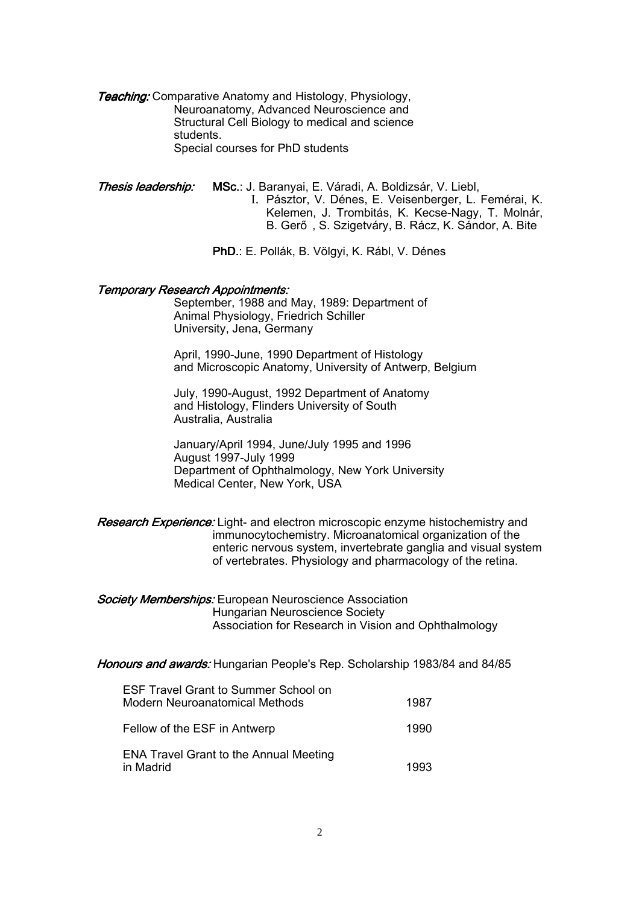***Teaching:*** Comparative Anatomy and Histology, Physiology, Neuroanatomy, Advanced Neuroscience and Structural Cell Biology to medical and science students.
Special courses for PhD students

***Thesis leadership:*** **MSc.**: J. Baranyai, E. Váradi, A. Boldizsár, V. Liebl, I. Pásztor, V. Dénes, E. Veisenberger, L. Femérai, K. Kelemen, J. Trombitás, K. Kecse-Nagy, T. Molnár, B. Gerő , S. Szigetváry, B. Rácz, K. Sándor, A. Bite

**PhD.**: E. Pollák, B. Völgyi, K. Rábl, V. Dénes

***Temporary Research Appointments:***

September, 1988 and May, 1989: Department of Animal Physiology, Friedrich Schiller University, Jena, Germany

April, 1990-June, 1990 Department of Histology and Microscopic Anatomy, University of Antwerp, Belgium

July, 1990-August, 1992 Department of Anatomy and Histology, Flinders University of South Australia, Australia

January/April 1994, June/July 1995 and 1996
August 1997-July 1999
Department of Ophthalmology, New York University Medical Center, New York, USA

***Research Experience:*** Light- and electron microscopic enzyme histochemistry and immunocytochemistry. Microanatomical organization of the enteric nervous system, invertebrate ganglia and visual system of vertebrates. Physiology and pharmacology of the retina.

***Society Memberships:*** European Neuroscience Association
Hungarian Neuroscience Society
Association for Research in Vision and Ophthalmology

***Honours and awards:*** Hungarian People's Rep. Scholarship 1983/84 and 84/85

| | |
|---|---|
| ESF Travel Grant to Summer School on Modern Neuroanatomical Methods | 1987 |
| Fellow of the ESF in Antwerp | 1990 |
| ENA Travel Grant to the Annual Meeting in Madrid | 1993 |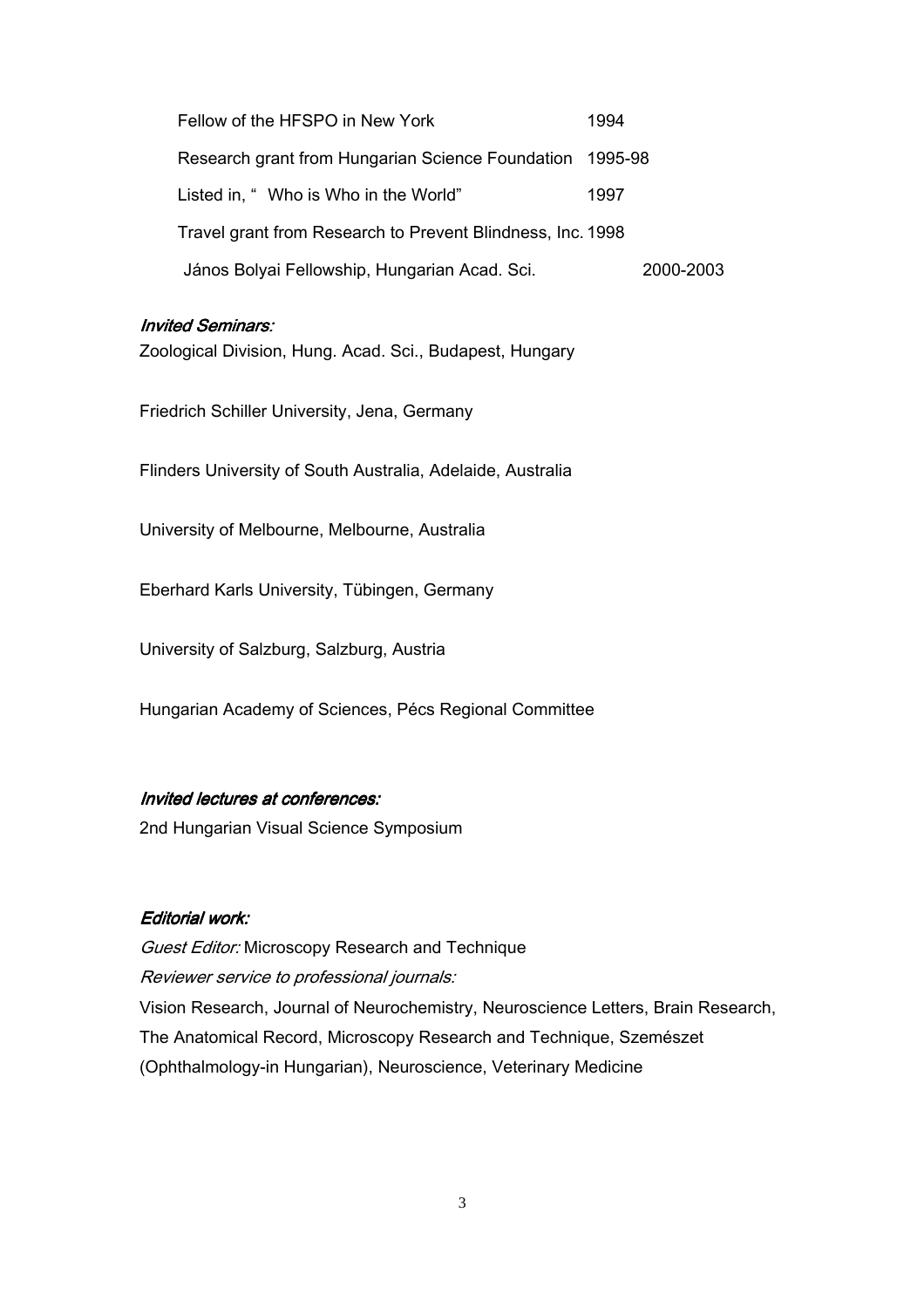| | |
|---|---|
| Fellow of the HFSPO in New York | 1994 |
| Research grant from Hungarian Science Foundation | 1995-98 |
| Listed in, " Who is Who in the World" | 1997 |
| Travel grant from Research to Prevent Blindness, Inc. | 1998 |
| János Bolyai Fellowship, Hungarian Acad. Sci. | 2000-2003 |

*Invited Seminars:*

Zoological Division, Hung. Acad. Sci., Budapest, Hungary

Friedrich Schiller University, Jena, Germany

Flinders University of South Australia, Adelaide, Australia

University of Melbourne, Melbourne, Australia

Eberhard Karls University, Tübingen, Germany

University of Salzburg, Salzburg, Austria

Hungarian Academy of Sciences, Pécs Regional Committee

*Invited lectures at conferences:*

2nd Hungarian Visual Science Symposium

*Editorial work:*

*Guest Editor:* Microscopy Research and Technique

*Reviewer service to professional journals:*

Vision Research, Journal of Neurochemistry, Neuroscience Letters, Brain Research, The Anatomical Record, Microscopy Research and Technique, Szemészet (Ophthalmology-in Hungarian), Neuroscience, Veterinary Medicine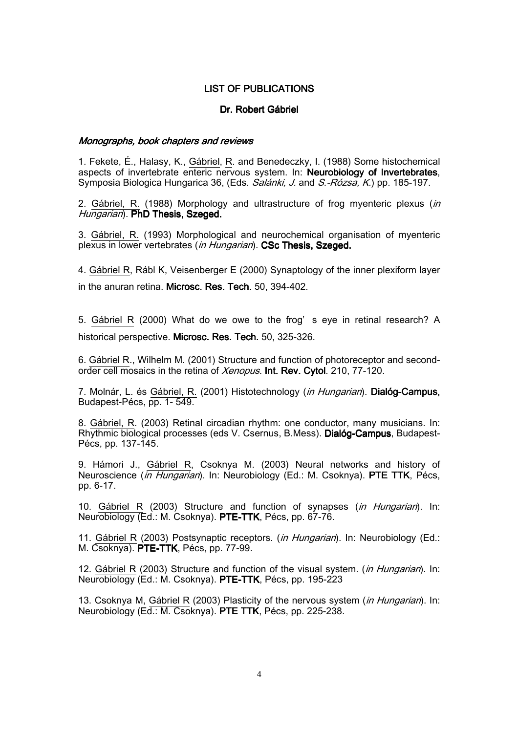# LIST OF PUBLICATIONS

## Dr. Robert Gábriel

### *Monographs, book chapters and reviews*

1. Fekete, É., Halasy, K., Gábriel, R. and Benedeczky, I. (1988) Some histochemical aspects of invertebrate enteric nervous system. In: **Neurobiology of Invertebrates**, Symposia Biologica Hungarica 36, (Eds. *Salánki, J.* and *S.-Rózsa, K.*) pp. 185-197.

2. Gábriel, R. (1988) Morphology and ultrastructure of frog myenteric plexus (*in Hungarian*). **PhD Thesis, Szeged.**

3. Gábriel, R. (1993) Morphological and neurochemical organisation of myenteric plexus in lower vertebrates (*in Hungarian*). **CSc Thesis, Szeged.**

4. Gábriel R, Rábl K, Veisenberger E (2000) Synaptology of the inner plexiform layer in the anuran retina. **Microsc. Res. Tech.** 50, 394-402.

5. Gábriel R (2000) What do we owe to the frog' s eye in retinal research? A historical perspective. **Microsc. Res. Tech**. 50, 325-326.

6. Gábriel R., Wilhelm M. (2001) Structure and function of photoreceptor and second-order cell mosaics in the retina of *Xenopus*. **Int. Rev. Cytol**. 210, 77-120.

7. Molnár, L. és Gábriel, R. (2001) Histotechnology (*in Hungarian*). **Dialóg-Campus,** Budapest-Pécs, pp. 1- 549.

8. Gábriel, R. (2003) Retinal circadian rhythm: one conductor, many musicians. In: Rhythmic biological processes (eds V. Csernus, B.Mess). **Dialóg-Campus**, Budapest-Pécs, pp. 137-145.

9. Hámori J., Gábriel R, Csoknya M. (2003) Neural networks and history of Neuroscience (*in Hungarian*). In: Neurobiology (Ed.: M. Csoknya). **PTE TTK**, Pécs, pp. 6-17.

10. Gábriel R (2003) Structure and function of synapses (*in Hungarian*). In: Neurobiology (Ed.: M. Csoknya). **PTE-TTK**, Pécs, pp. 67-76.

11. Gábriel R (2003) Postsynaptic receptors. (*in Hungarian*). In: Neurobiology (Ed.: M. Csoknya). **PTE-TTK**, Pécs, pp. 77-99.

12. Gábriel R (2003) Structure and function of the visual system. (*in Hungarian*). In: Neurobiology (Ed.: M. Csoknya). **PTE-TTK**, Pécs, pp. 195-223

13. Csoknya M, Gábriel R (2003) Plasticity of the nervous system (*in Hungarian*). In: Neurobiology (Ed.: M. Csoknya). **PTE TTK**, Pécs, pp. 225-238.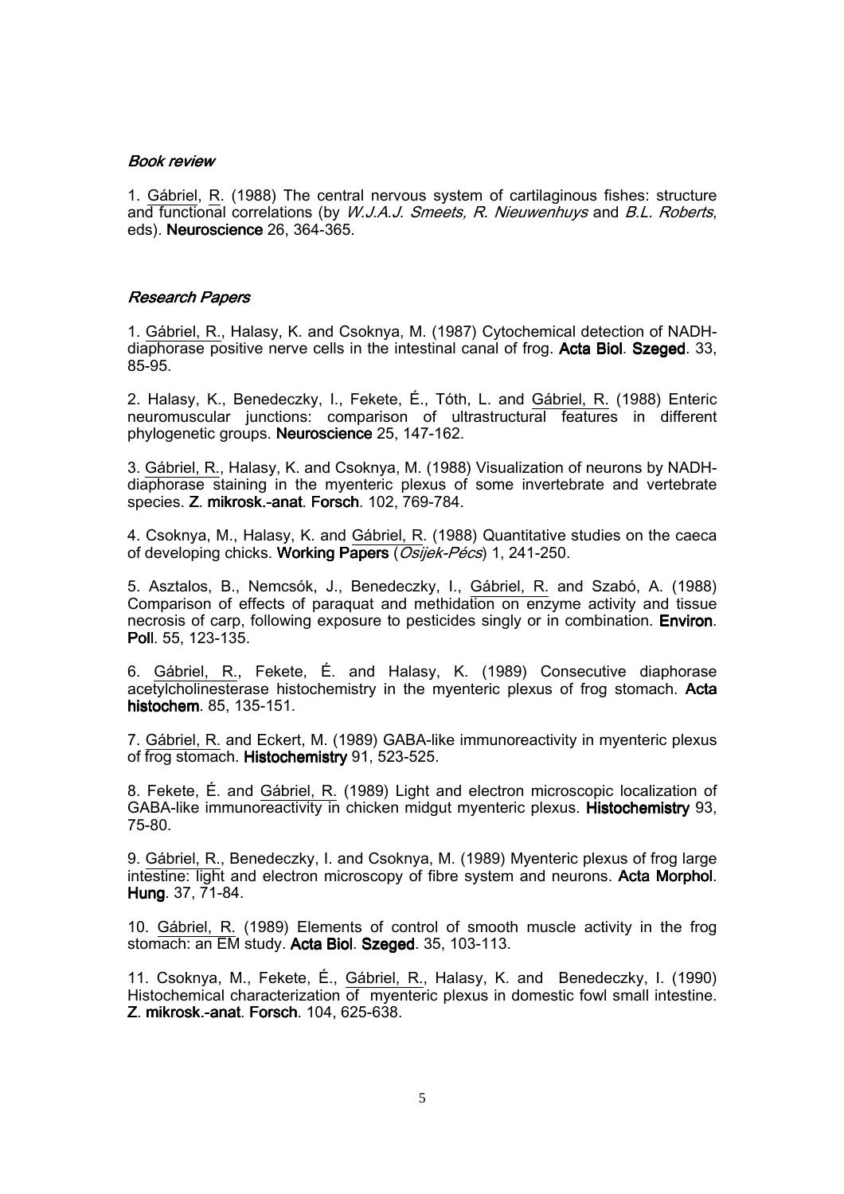*Book review*

1. Gábriel, R. (1988) The central nervous system of cartilaginous fishes: structure and functional correlations (by *W.J.A.J. Smeets, R. Nieuwenhuys* and *B.L. Roberts*, eds). **Neuroscience** 26, 364-365.

*Research Papers*

1. Gábriel, R., Halasy, K. and Csoknya, M. (1987) Cytochemical detection of NADH-diaphorase positive nerve cells in the intestinal canal of frog. **Acta Biol**. **Szeged**. 33, 85-95.

2. Halasy, K., Benedeczky, I., Fekete, É., Tóth, L. and Gábriel, R. (1988) Enteric neuromuscular junctions: comparison of ultrastructural features in different phylogenetic groups. **Neuroscience** 25, 147-162.

3. Gábriel, R., Halasy, K. and Csoknya, M. (1988) Visualization of neurons by NADH-diaphorase staining in the myenteric plexus of some invertebrate and vertebrate species. **Z**. **mikrosk.-anat**. **Forsch**. 102, 769-784.

4. Csoknya, M., Halasy, K. and Gábriel, R. (1988) Quantitative studies on the caeca of developing chicks. **Working Papers** (*Osijek-Pécs*) 1, 241-250.

5. Asztalos, B., Nemcsók, J., Benedeczky, I., Gábriel, R. and Szabó, A. (1988) Comparison of effects of paraquat and methidation on enzyme activity and tissue necrosis of carp, following exposure to pesticides singly or in combination. **Environ**. **Poll**. 55, 123-135.

6. Gábriel, R., Fekete, É. and Halasy, K. (1989) Consecutive diaphorase acetylcholinesterase histochemistry in the myenteric plexus of frog stomach. **Acta histochem**. 85, 135-151.

7. Gábriel, R. and Eckert, M. (1989) GABA-like immunoreactivity in myenteric plexus of frog stomach. **Histochemistry** 91, 523-525.

8. Fekete, É. and Gábriel, R. (1989) Light and electron microscopic localization of GABA-like immunoreactivity in chicken midgut myenteric plexus. **Histochemistry** 93, 75-80.

9. Gábriel, R., Benedeczky, I. and Csoknya, M. (1989) Myenteric plexus of frog large intestine: light and electron microscopy of fibre system and neurons. **Acta Morphol**. **Hung**. 37, 71-84.

10. Gábriel, R. (1989) Elements of control of smooth muscle activity in the frog stomach: an EM study. **Acta Biol**. **Szeged**. 35, 103-113.

11. Csoknya, M., Fekete, É., Gábriel, R., Halasy, K. and Benedeczky, I. (1990) Histochemical characterization of myenteric plexus in domestic fowl small intestine. **Z**. **mikrosk**.-**anat**. **Forsch**. 104, 625-638.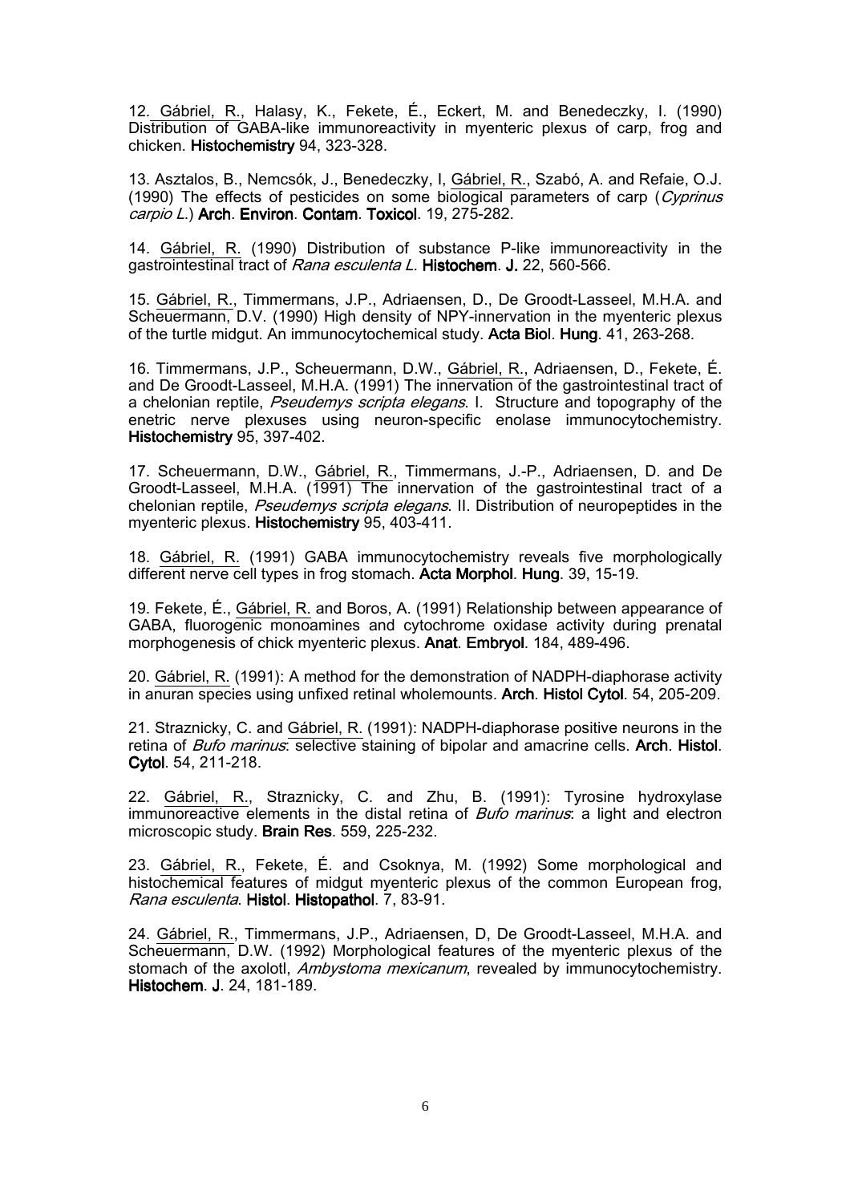12. Gábriel, R., Halasy, K., Fekete, É., Eckert, M. and Benedeczky, I. (1990) Distribution of GABA-like immunoreactivity in myenteric plexus of carp, frog and chicken. **Histochemistry** 94, 323-328.

13. Asztalos, B., Nemcsók, J., Benedeczky, I, Gábriel, R., Szabó, A. and Refaie, O.J. (1990) The effects of pesticides on some biological parameters of carp (*Cyprinus carpio L.*) **Arch. Environ. Contam. Toxicol**. 19, 275-282.

14. Gábriel, R. (1990) Distribution of substance P-like immunoreactivity in the gastrointestinal tract of *Rana esculenta L*. **Histochem. J.** 22, 560-566.

15. Gábriel, R., Timmermans, J.P., Adriaensen, D., De Groodt-Lasseel, M.H.A. and Scheuermann, D.V. (1990) High density of NPY-innervation in the myenteric plexus of the turtle midgut. An immunocytochemical study. **Acta Biol. Hung**. 41, 263-268.

16. Timmermans, J.P., Scheuermann, D.W., Gábriel, R., Adriaensen, D., Fekete, É. and De Groodt-Lasseel, M.H.A. (1991) The innervation of the gastrointestinal tract of a chelonian reptile, *Pseudemys scripta elegans*. I. Structure and topography of the enetric nerve plexuses using neuron-specific enolase immunocytochemistry. **Histochemistry** 95, 397-402.

17. Scheuermann, D.W., Gábriel, R., Timmermans, J.-P., Adriaensen, D. and De Groodt-Lasseel, M.H.A. (1991) The innervation of the gastrointestinal tract of a chelonian reptile, *Pseudemys scripta elegans*. II. Distribution of neuropeptides in the myenteric plexus. **Histochemistry** 95, 403-411.

18. Gábriel, R. (1991) GABA immunocytochemistry reveals five morphologically different nerve cell types in frog stomach. **Acta Morphol. Hung**. 39, 15-19.

19. Fekete, É., Gábriel, R. and Boros, A. (1991) Relationship between appearance of GABA, fluorogenic monoamines and cytochrome oxidase activity during prenatal morphogenesis of chick myenteric plexus. **Anat. Embryol**. 184, 489-496.

20. Gábriel, R. (1991): A method for the demonstration of NADPH-diaphorase activity in anuran species using unfixed retinal wholemounts. **Arch. Histol Cytol**. 54, 205-209.

21. Straznicky, C. and Gábriel, R. (1991): NADPH-diaphorase positive neurons in the retina of *Bufo marinus*: selective staining of bipolar and amacrine cells. **Arch. Histol. Cytol**. 54, 211-218.

22. Gábriel, R., Straznicky, C. and Zhu, B. (1991): Tyrosine hydroxylase immunoreactive elements in the distal retina of *Bufo marinus*: a light and electron microscopic study. **Brain Res**. 559, 225-232.

23. Gábriel, R., Fekete, É. and Csoknya, M. (1992) Some morphological and histochemical features of midgut myenteric plexus of the common European frog, *Rana esculenta*. **Histol. Histopathol**. 7, 83-91.

24. Gábriel, R., Timmermans, J.P., Adriaensen, D, De Groodt-Lasseel, M.H.A. and Scheuermann, D.W. (1992) Morphological features of the myenteric plexus of the stomach of the axolotl, *Ambystoma mexicanum*, revealed by immunocytochemistry. **Histochem. J**. 24, 181-189.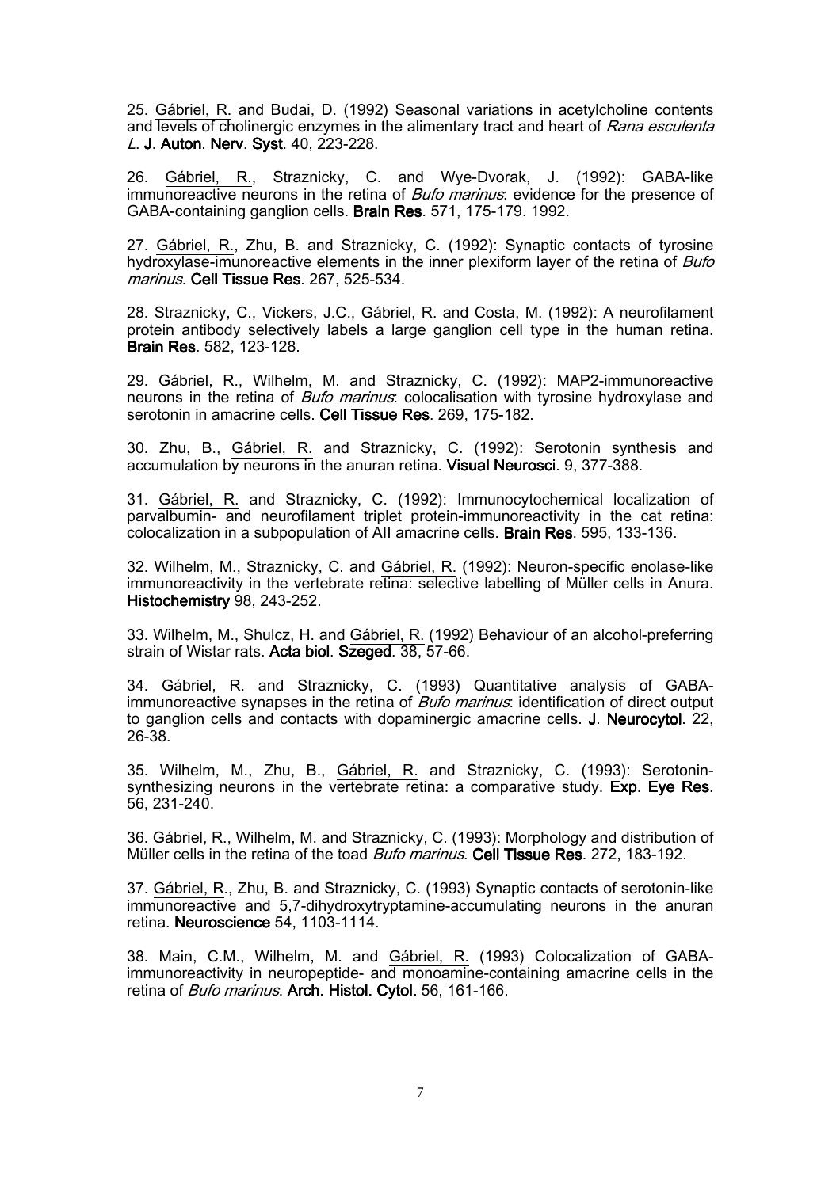25. Gábriel, R. and Budai, D. (1992) Seasonal variations in acetylcholine contents and levels of cholinergic enzymes in the alimentary tract and heart of *Rana esculenta L*. **J. Auton. Nerv. Syst**. 40, 223-228.

26. Gábriel, R., Straznicky, C. and Wye-Dvorak, J. (1992): GABA-like immunoreactive neurons in the retina of *Bufo marinus*: evidence for the presence of GABA-containing ganglion cells. **Brain Res**. 571, 175-179. 1992.

27. Gábriel, R., Zhu, B. and Straznicky, C. (1992): Synaptic contacts of tyrosine hydroxylase-imunoreactive elements in the inner plexiform layer of the retina of *Bufo marinus*. **Cell Tissue Res**. 267, 525-534.

28. Straznicky, C., Vickers, J.C., Gábriel, R. and Costa, M. (1992): A neurofilament protein antibody selectively labels a large ganglion cell type in the human retina. **Brain Res**. 582, 123-128.

29. Gábriel, R., Wilhelm, M. and Straznicky, C. (1992): MAP2-immunoreactive neurons in the retina of *Bufo marinus*: colocalisation with tyrosine hydroxylase and serotonin in amacrine cells. **Cell Tissue Res**. 269, 175-182.

30. Zhu, B., Gábriel, R. and Straznicky, C. (1992): Serotonin synthesis and accumulation by neurons in the anuran retina. **Visual Neurosci**. 9, 377-388.

31. Gábriel, R. and Straznicky, C. (1992): Immunocytochemical localization of parvalbumin- and neurofilament triplet protein-immunoreactivity in the cat retina: colocalization in a subpopulation of AII amacrine cells. **Brain Res**. 595, 133-136.

32. Wilhelm, M., Straznicky, C. and Gábriel, R. (1992): Neuron-specific enolase-like immunoreactivity in the vertebrate retina: selective labelling of Müller cells in Anura. **Histochemistry** 98, 243-252.

33. Wilhelm, M., Shulcz, H. and Gábriel, R. (1992) Behaviour of an alcohol-preferring strain of Wistar rats. **Acta biol. Szeged**. 38, 57-66.

34. Gábriel, R. and Straznicky, C. (1993) Quantitative analysis of GABA-immunoreactive synapses in the retina of *Bufo marinus*: identification of direct output to ganglion cells and contacts with dopaminergic amacrine cells. **J. Neurocytol**. 22, 26-38.

35. Wilhelm, M., Zhu, B., Gábriel, R. and Straznicky, C. (1993): Serotonin-synthesizing neurons in the vertebrate retina: a comparative study. **Exp. Eye Res**. 56, 231-240.

36. Gábriel, R., Wilhelm, M. and Straznicky, C. (1993): Morphology and distribution of Müller cells in the retina of the toad *Bufo marinus*. **Cell Tissue Res**. 272, 183-192.

37. Gábriel, R., Zhu, B. and Straznicky, C. (1993) Synaptic contacts of serotonin-like immunoreactive and 5,7-dihydroxytryptamine-accumulating neurons in the anuran retina. **Neuroscience** 54, 1103-1114.

38. Main, C.M., Wilhelm, M. and Gábriel, R. (1993) Colocalization of GABA-immunoreactivity in neuropeptide- and monoamine-containing amacrine cells in the retina of *Bufo marinus*. **Arch. Histol. Cytol.** 56, 161-166.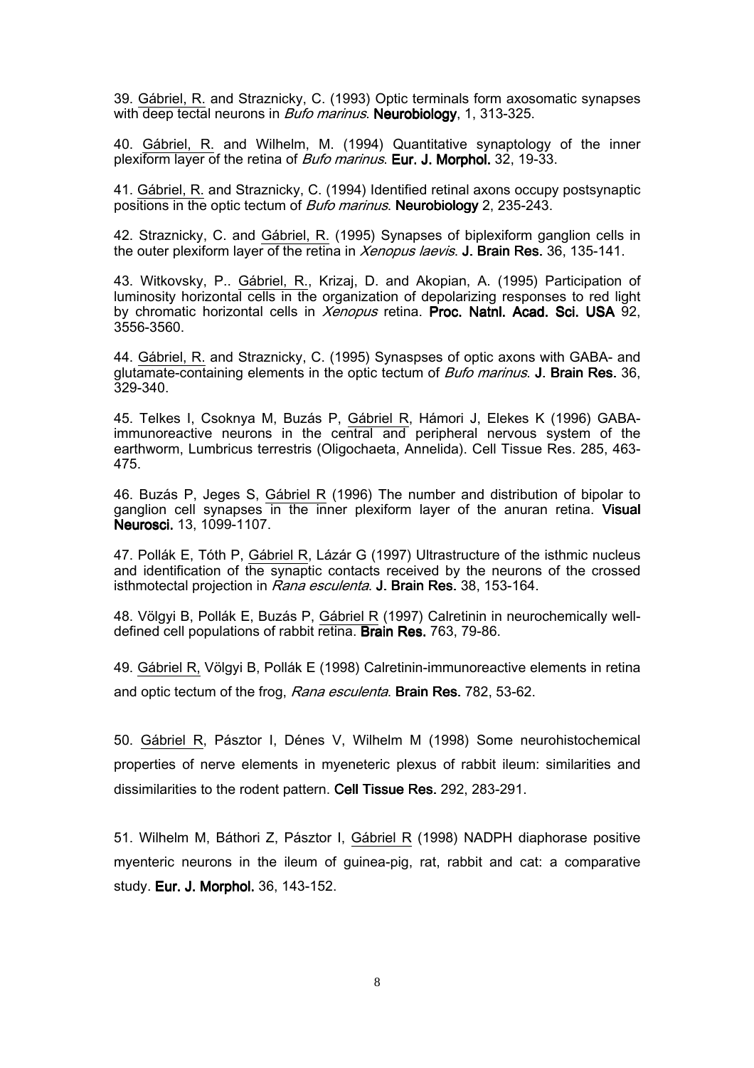39. Gábriel, R. and Straznicky, C. (1993) Optic terminals form axosomatic synapses with deep tectal neurons in *Bufo marinus*. **Neurobiology**, 1, 313-325.

40. Gábriel, R. and Wilhelm, M. (1994) Quantitative synaptology of the inner plexiform layer of the retina of *Bufo marinus*. **Eur. J. Morphol.** 32, 19-33.

41. Gábriel, R. and Straznicky, C. (1994) Identified retinal axons occupy postsynaptic positions in the optic tectum of *Bufo marinus*. **Neurobiology** 2, 235-243.

42. Straznicky, C. and Gábriel, R. (1995) Synapses of biplexiform ganglion cells in the outer plexiform layer of the retina in *Xenopus laevis*. **J. Brain Res.** 36, 135-141.

43. Witkovsky, P.. Gábriel, R., Krizaj, D. and Akopian, A. (1995) Participation of luminosity horizontal cells in the organization of depolarizing responses to red light by chromatic horizontal cells in *Xenopus* retina. **Proc. Natnl. Acad. Sci. USA** 92, 3556-3560.

44. Gábriel, R. and Straznicky, C. (1995) Synaspses of optic axons with GABA- and glutamate-containing elements in the optic tectum of *Bufo marinus*. **J. Brain Res.** 36, 329-340.

45. Telkes I, Csoknya M, Buzás P, Gábriel R, Hámori J, Elekes K (1996) GABA-immunoreactive neurons in the central and peripheral nervous system of the earthworm, Lumbricus terrestris (Oligochaeta, Annelida). Cell Tissue Res. 285, 463-475.

46. Buzás P, Jeges S, Gábriel R (1996) The number and distribution of bipolar to ganglion cell synapses in the inner plexiform layer of the anuran retina. **Visual Neurosci.** 13, 1099-1107.

47. Pollák E, Tóth P, Gábriel R, Lázár G (1997) Ultrastructure of the isthmic nucleus and identification of the synaptic contacts received by the neurons of the crossed isthmotectal projection in *Rana esculenta*. **J. Brain Res.** 38, 153-164.

48. Völgyi B, Pollák E, Buzás P, Gábriel R (1997) Calretinin in neurochemically well-defined cell populations of rabbit retina. **Brain Res.** 763, 79-86.

49. Gábriel R, Völgyi B, Pollák E (1998) Calretinin-immunoreactive elements in retina and optic tectum of the frog, *Rana esculenta*. **Brain Res.** 782, 53-62.

50. Gábriel R, Pásztor I, Dénes V, Wilhelm M (1998) Some neurohistochemical properties of nerve elements in myeneteric plexus of rabbit ileum: similarities and dissimilarities to the rodent pattern. **Cell Tissue Res.** 292, 283-291.

51. Wilhelm M, Báthori Z, Pásztor I, Gábriel R (1998) NADPH diaphorase positive myenteric neurons in the ileum of guinea-pig, rat, rabbit and cat: a comparative study. **Eur. J. Morphol.** 36, 143-152.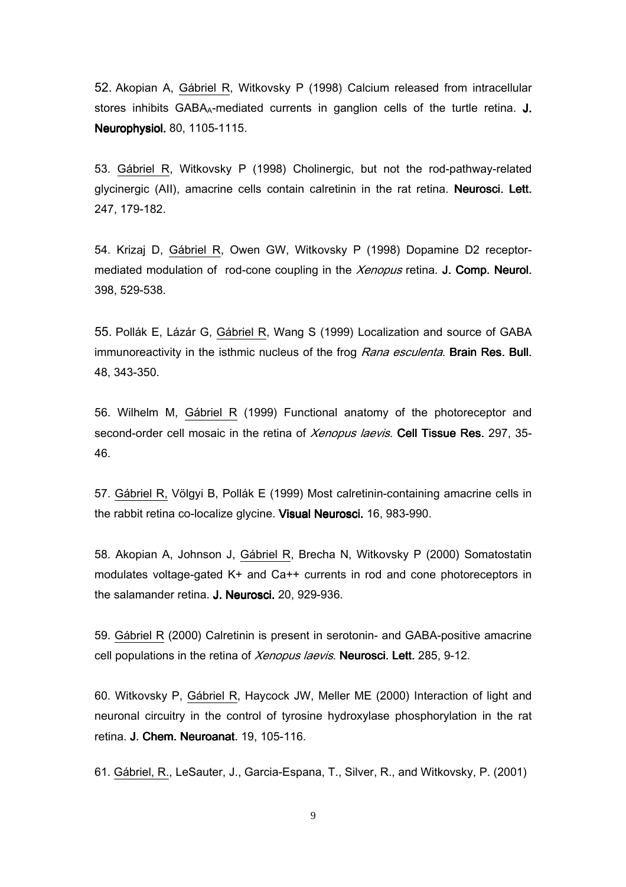52. Akopian A, Gábriel R, Witkovsky P (1998) Calcium released from intracellular stores inhibits $GABA_A$-mediated currents in ganglion cells of the turtle retina. **J. Neurophysiol.** 80, 1105-1115.

53. Gábriel R, Witkovsky P (1998) Cholinergic, but not the rod-pathway-related glycinergic (AII), amacrine cells contain calretinin in the rat retina. **Neurosci. Lett.** 247, 179-182.

54. Krizaj D, Gábriel R, Owen GW, Witkovsky P (1998) Dopamine D2 receptor-mediated modulation of rod-cone coupling in the *Xenopus* retina. **J. Comp. Neurol.** 398, 529-538.

55. Pollák E, Lázár G, Gábriel R, Wang S (1999) Localization and source of GABA immunoreactivity in the isthmic nucleus of the frog *Rana esculenta*. **Brain Res. Bull.** 48, 343-350.

56. Wilhelm M, Gábriel R (1999) Functional anatomy of the photoreceptor and second-order cell mosaic in the retina of *Xenopus laevis*. **Cell Tissue Res.** 297, 35-46.

57. Gábriel R, Völgyi B, Pollák E (1999) Most calretinin-containing amacrine cells in the rabbit retina co-localize glycine. **Visual Neurosci.** 16, 983-990.

58. Akopian A, Johnson J, Gábriel R, Brecha N, Witkovsky P (2000) Somatostatin modulates voltage-gated K+ and Ca++ currents in rod and cone photoreceptors in the salamander retina. **J. Neurosci.** 20, 929-936.

59. Gábriel R (2000) Calretinin is present in serotonin- and GABA-positive amacrine cell populations in the retina of *Xenopus laevis*. **Neurosci. Lett.** 285, 9-12.

60. Witkovsky P, Gábriel R, Haycock JW, Meller ME (2000) Interaction of light and neuronal circuitry in the control of tyrosine hydroxylase phosphorylation in the rat retina. **J. Chem. Neuroanat.** 19, 105-116.

61. Gábriel, R., LeSauter, J., Garcia-Espana, T., Silver, R., and Witkovsky, P. (2001)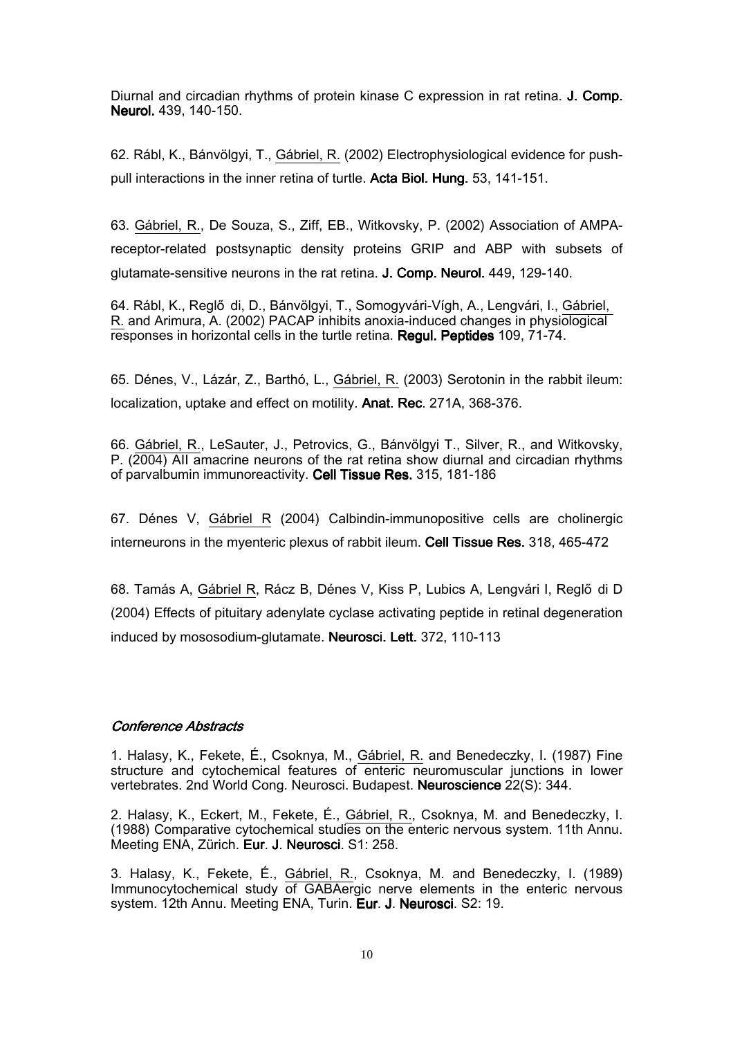Diurnal and circadian rhythms of protein kinase C expression in rat retina. **J. Comp. Neurol.** 439, 140-150.

62. Rábl, K., Bánvölgyi, T., Gábriel, R. (2002) Electrophysiological evidence for push-pull interactions in the inner retina of turtle. **Acta Biol. Hung.** 53, 141-151.

63. Gábriel, R., De Souza, S., Ziff, EB., Witkovsky, P. (2002) Association of AMPA-receptor-related postsynaptic density proteins GRIP and ABP with subsets of glutamate-sensitive neurons in the rat retina. **J. Comp. Neurol.** 449, 129-140.

64. Rábl, K., Reglő di, D., Bánvölgyi, T., Somogyvári-Vígh, A., Lengvári, I., Gábriel, R. and Arimura, A. (2002) PACAP inhibits anoxia-induced changes in physiological responses in horizontal cells in the turtle retina. **Regul. Peptides** 109, 71-74.

65. Dénes, V., Lázár, Z., Barthó, L., Gábriel, R. (2003) Serotonin in the rabbit ileum: localization, uptake and effect on motility. **Anat. Rec**. 271A, 368-376.

66. Gábriel, R., LeSauter, J., Petrovics, G., Bánvölgyi T., Silver, R., and Witkovsky, P. (2004) AII amacrine neurons of the rat retina show diurnal and circadian rhythms of parvalbumin immunoreactivity. **Cell Tissue Res.** 315, 181-186

67. Dénes V, Gábriel R (2004) Calbindin-immunopositive cells are cholinergic interneurons in the myenteric plexus of rabbit ileum. **Cell Tissue Res.** 318, 465-472

68. Tamás A, Gábriel R, Rácz B, Dénes V, Kiss P, Lubics A, Lengvári I, Reglő di D (2004) Effects of pituitary adenylate cyclase activating peptide in retinal degeneration induced by mososodium-glutamate. **Neurosci. Lett.** 372, 110-113

### *Conference Abstracts*

1. Halasy, K., Fekete, É., Csoknya, M., Gábriel, R. and Benedeczky, I. (1987) Fine structure and cytochemical features of enteric neuromuscular junctions in lower vertebrates. 2nd World Cong. Neurosci. Budapest. **Neuroscience** 22(S): 344.

2. Halasy, K., Eckert, M., Fekete, É., Gábriel, R., Csoknya, M. and Benedeczky, I. (1988) Comparative cytochemical studies on the enteric nervous system. 11th Annu. Meeting ENA, Zürich. **Eur. J. Neurosci**. S1: 258.

3. Halasy, K., Fekete, É., Gábriel, R., Csoknya, M. and Benedeczky, I. (1989) Immunocytochemical study of GABAergic nerve elements in the enteric nervous system. 12th Annu. Meeting ENA, Turin. **Eur. J. Neurosci**. S2: 19.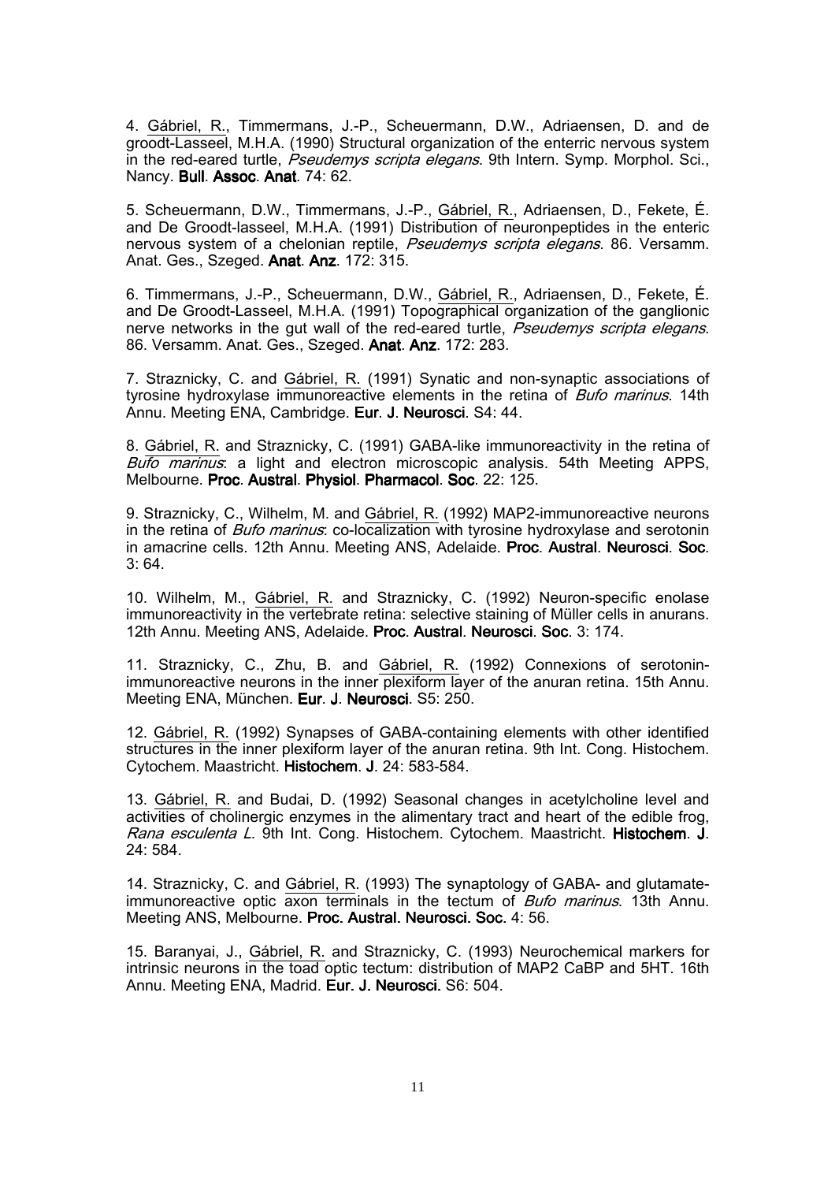4. Gábriel, R., Timmermans, J.-P., Scheuermann, D.W., Adriaensen, D. and de groodt-Lasseel, M.H.A. (1990) Structural organization of the enterric nervous system in the red-eared turtle, *Pseudemys scripta elegans*. 9th Intern. Symp. Morphol. Sci., Nancy. **Bull**. **Assoc**. **Anat**. 74: 62.

5. Scheuermann, D.W., Timmermans, J.-P., Gábriel, R., Adriaensen, D., Fekete, É. and De Groodt-lasseel, M.H.A. (1991) Distribution of neuronpeptides in the enteric nervous system of a chelonian reptile, *Pseudemys scripta elegans*. 86. Versamm. Anat. Ges., Szeged. **Anat**. **Anz**. 172: 315.

6. Timmermans, J.-P., Scheuermann, D.W., Gábriel, R., Adriaensen, D., Fekete, É. and De Groodt-Lasseel, M.H.A. (1991) Topographical organization of the ganglionic nerve networks in the gut wall of the red-eared turtle, *Pseudemys scripta elegans*. 86. Versamm. Anat. Ges., Szeged. **Anat**. **Anz**. 172: 283.

7. Straznicky, C. and Gábriel, R. (1991) Synatic and non-synaptic associations of tyrosine hydroxylase immunoreactive elements in the retina of *Bufo marinus*. 14th Annu. Meeting ENA, Cambridge. **Eur**. **J**. **Neurosci**. S4: 44.

8. Gábriel, R. and Straznicky, C. (1991) GABA-like immunoreactivity in the retina of *Bufo marinus*: a light and electron microscopic analysis. 54th Meeting APPS, Melbourne. **Proc**. **Austral**. **Physiol**. **Pharmacol**. **Soc**. 22: 125.

9. Straznicky, C., Wilhelm, M. and Gábriel, R. (1992) MAP2-immunoreactive neurons in the retina of *Bufo marinus*: co-localization with tyrosine hydroxylase and serotonin in amacrine cells. 12th Annu. Meeting ANS, Adelaide. **Proc**. **Austral**. **Neurosci**. **Soc**. 3: 64.

10. Wilhelm, M., Gábriel, R. and Straznicky, C. (1992) Neuron-specific enolase immunoreactivity in the vertebrate retina: selective staining of Müller cells in anurans. 12th Annu. Meeting ANS, Adelaide. **Proc**. **Austral**. **Neurosci**. **Soc**. 3: 174.

11. Straznicky, C., Zhu, B. and Gábriel, R. (1992) Connexions of serotonin-immunoreactive neurons in the inner plexiform layer of the anuran retina. 15th Annu. Meeting ENA, München. **Eur**. **J**. **Neurosci**. S5: 250.

12. Gábriel, R. (1992) Synapses of GABA-containing elements with other identified structures in the inner plexiform layer of the anuran retina. 9th Int. Cong. Histochem. Cytochem. Maastricht. **Histochem**. **J**. 24: 583-584.

13. Gábriel, R. and Budai, D. (1992) Seasonal changes in acetylcholine level and activities of cholinergic enzymes in the alimentary tract and heart of the edible frog, *Rana esculenta L*. 9th Int. Cong. Histochem. Cytochem. Maastricht. **Histochem**. **J**. 24: 584.

14. Straznicky, C. and Gábriel, R. (1993) The synaptology of GABA- and glutamate-immunoreactive optic axon terminals in the tectum of *Bufo marinus*. 13th Annu. Meeting ANS, Melbourne. **Proc. Austral. Neurosci. Soc.** 4: 56.

15. Baranyai, J., Gábriel, R. and Straznicky, C. (1993) Neurochemical markers for intrinsic neurons in the toad optic tectum: distribution of MAP2 CaBP and 5HT. 16th Annu. Meeting ENA, Madrid. **Eur. J. Neurosci.** S6: 504.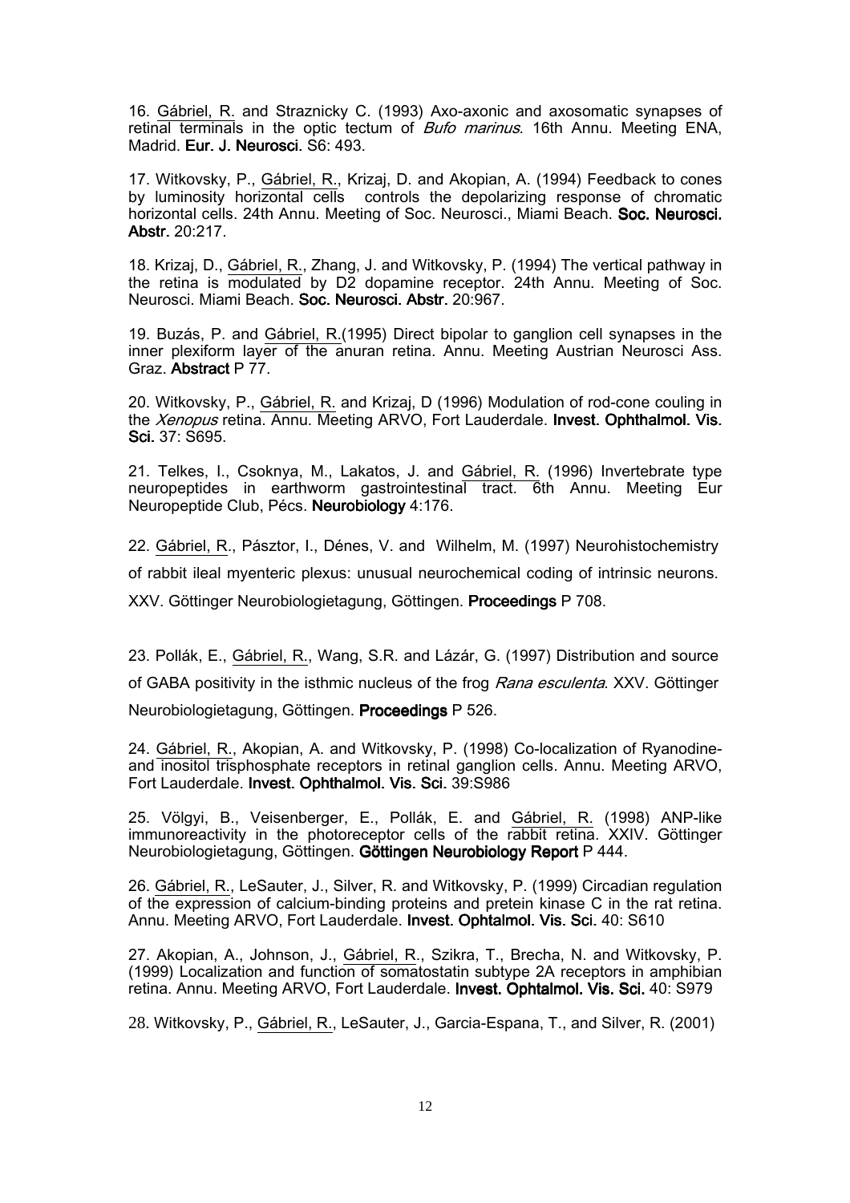16. <u>Gábriel, R.</u> and Straznicky C. (1993) Axo-axonic and axosomatic synapses of retinal terminals in the optic tectum of *Bufo marinus*. 16th Annu. Meeting ENA, Madrid. **Eur. J. Neurosci.** S6: 493.

17. Witkovsky, P., <u>Gábriel, R.</u>, Krizaj, D. and Akopian, A. (1994) Feedback to cones by luminosity horizontal cells controls the depolarizing response of chromatic horizontal cells. 24th Annu. Meeting of Soc. Neurosci., Miami Beach. **Soc. Neurosci. Abstr.** 20:217.

18. Krizaj, D., <u>Gábriel, R.</u>, Zhang, J. and Witkovsky, P. (1994) The vertical pathway in the retina is modulated by D2 dopamine receptor. 24th Annu. Meeting of Soc. Neurosci. Miami Beach. **Soc. Neurosci. Abstr.** 20:967.

19. Buzás, P. and <u>Gábriel, R.</u>(1995) Direct bipolar to ganglion cell synapses in the inner plexiform layer of the anuran retina. Annu. Meeting Austrian Neurosci Ass. Graz. **Abstract** P 77.

20. Witkovsky, P., <u>Gábriel, R.</u> and Krizaj, D (1996) Modulation of rod-cone couling in the *Xenopus* retina. Annu. Meeting ARVO, Fort Lauderdale. **Invest. Ophthalmol. Vis. Sci.** 37: S695.

21. Telkes, I., Csoknya, M., Lakatos, J. and <u>Gábriel, R.</u> (1996) Invertebrate type neuropeptides in earthworm gastrointestinal tract. 6th Annu. Meeting Eur Neuropeptide Club, Pécs. **Neurobiology** 4:176.

22. <u>Gábriel, R</u>., Pásztor, I., Dénes, V. and Wilhelm, M. (1997) Neurohistochemistry of rabbit ileal myenteric plexus: unusual neurochemical coding of intrinsic neurons. XXV. Göttinger Neurobiologietagung, Göttingen. **Proceedings** P 708.

23. Pollák, E., <u>Gábriel, R.</u>, Wang, S.R. and Lázár, G. (1997) Distribution and source of GABA positivity in the isthmic nucleus of the frog *Rana esculenta*. XXV. Göttinger Neurobiologietagung, Göttingen. **Proceedings** P 526.

24. <u>Gábriel, R.</u>, Akopian, A. and Witkovsky, P. (1998) Co-localization of Ryanodine- and inositol trisphosphate receptors in retinal ganglion cells. Annu. Meeting ARVO, Fort Lauderdale. **Invest. Ophthalmol. Vis. Sci.** 39:S986

25. Völgyi, B., Veisenberger, E., Pollák, E. and <u>Gábriel, R.</u> (1998) ANP-like immunoreactivity in the photoreceptor cells of the rabbit retina. XXIV. Göttinger Neurobiologietagung, Göttingen. **Göttingen Neurobiology Report** P 444.

26. <u>Gábriel, R.</u>, LeSauter, J., Silver, R. and Witkovsky, P. (1999) Circadian regulation of the expression of calcium-binding proteins and pretein kinase C in the rat retina. Annu. Meeting ARVO, Fort Lauderdale. **Invest. Ophtalmol. Vis. Sci.** 40: S610

27. Akopian, A., Johnson, J., <u>Gábriel, R.</u>, Szikra, T., Brecha, N. and Witkovsky, P. (1999) Localization and function of somatostatin subtype 2A receptors in amphibian retina. Annu. Meeting ARVO, Fort Lauderdale. **Invest. Ophtalmol. Vis. Sci.** 40: S979

28. Witkovsky, P., <u>Gábriel, R.</u>, LeSauter, J., Garcia-Espana, T., and Silver, R. (2001)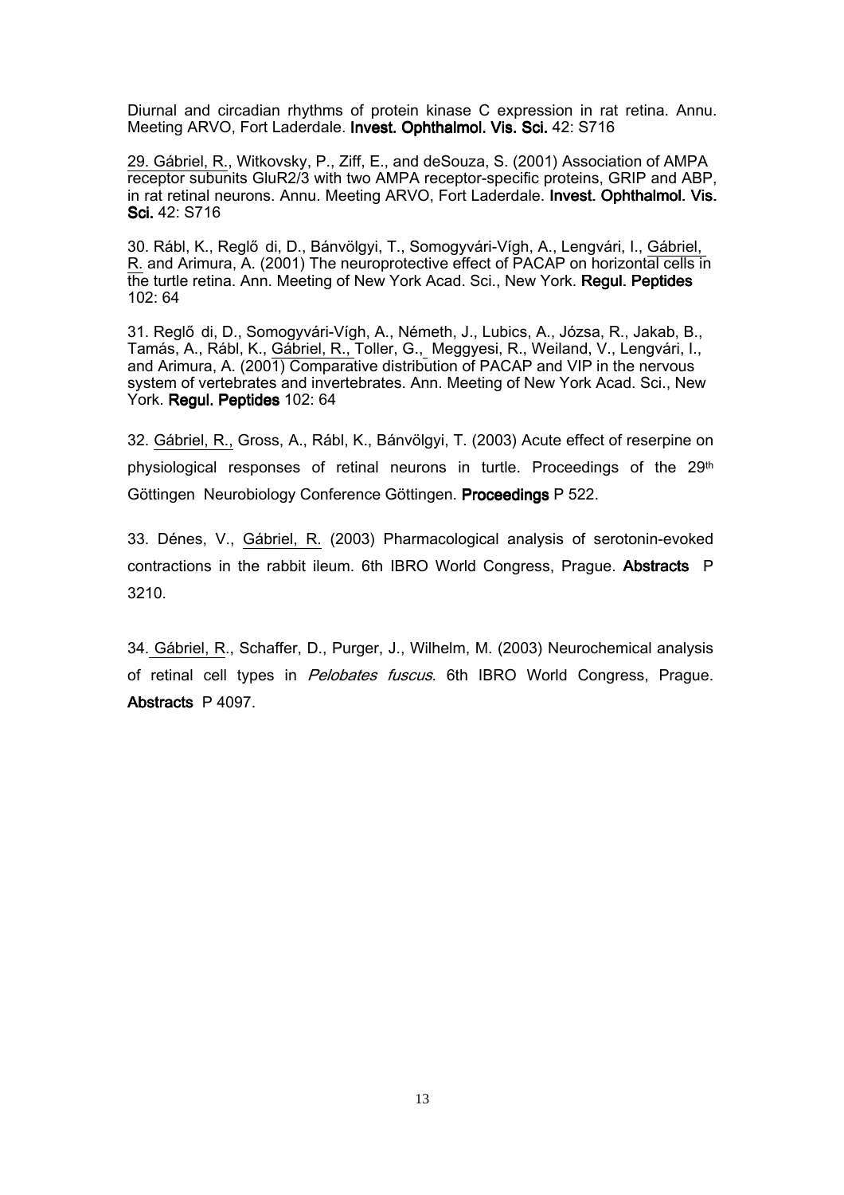Diurnal and circadian rhythms of protein kinase C expression in rat retina. Annu. Meeting ARVO, Fort Laderdale. **Invest. Ophthalmol. Vis. Sci.** 42: S716

29. Gábriel, R., Witkovsky, P., Ziff, E., and deSouza, S. (2001) Association of AMPA receptor subunits GluR2/3 with two AMPA receptor-specific proteins, GRIP and ABP, in rat retinal neurons. Annu. Meeting ARVO, Fort Laderdale. **Invest. Ophthalmol. Vis. Sci.** 42: S716

30. Rábl, K., Reglő di, D., Bánvölgyi, T., Somogyvári-Vígh, A., Lengvári, I., Gábriel, R. and Arimura, A. (2001) The neuroprotective effect of PACAP on horizontal cells in the turtle retina. Ann. Meeting of New York Acad. Sci., New York. **Regul. Peptides** 102: 64

31. Reglő di, D., Somogyvári-Vígh, A., Németh, J., Lubics, A., Józsa, R., Jakab, B., Tamás, A., Rábl, K., Gábriel, R., Toller, G., Meggyesi, R., Weiland, V., Lengvári, I., and Arimura, A. (2001) Comparative distribution of PACAP and VIP in the nervous system of vertebrates and invertebrates. Ann. Meeting of New York Acad. Sci., New York. **Regul. Peptides** 102: 64

32. Gábriel, R., Gross, A., Rábl, K., Bánvölgyi, T. (2003) Acute effect of reserpine on physiological responses of retinal neurons in turtle. Proceedings of the 29th Göttingen Neurobiology Conference Göttingen. **Proceedings** P 522.

33. Dénes, V., Gábriel, R. (2003) Pharmacological analysis of serotonin-evoked contractions in the rabbit ileum. 6th IBRO World Congress, Prague. **Abstracts** P 3210.

34. Gábriel, R., Schaffer, D., Purger, J., Wilhelm, M. (2003) Neurochemical analysis of retinal cell types in *Pelobates fuscus*. 6th IBRO World Congress, Prague. **Abstracts** P 4097.